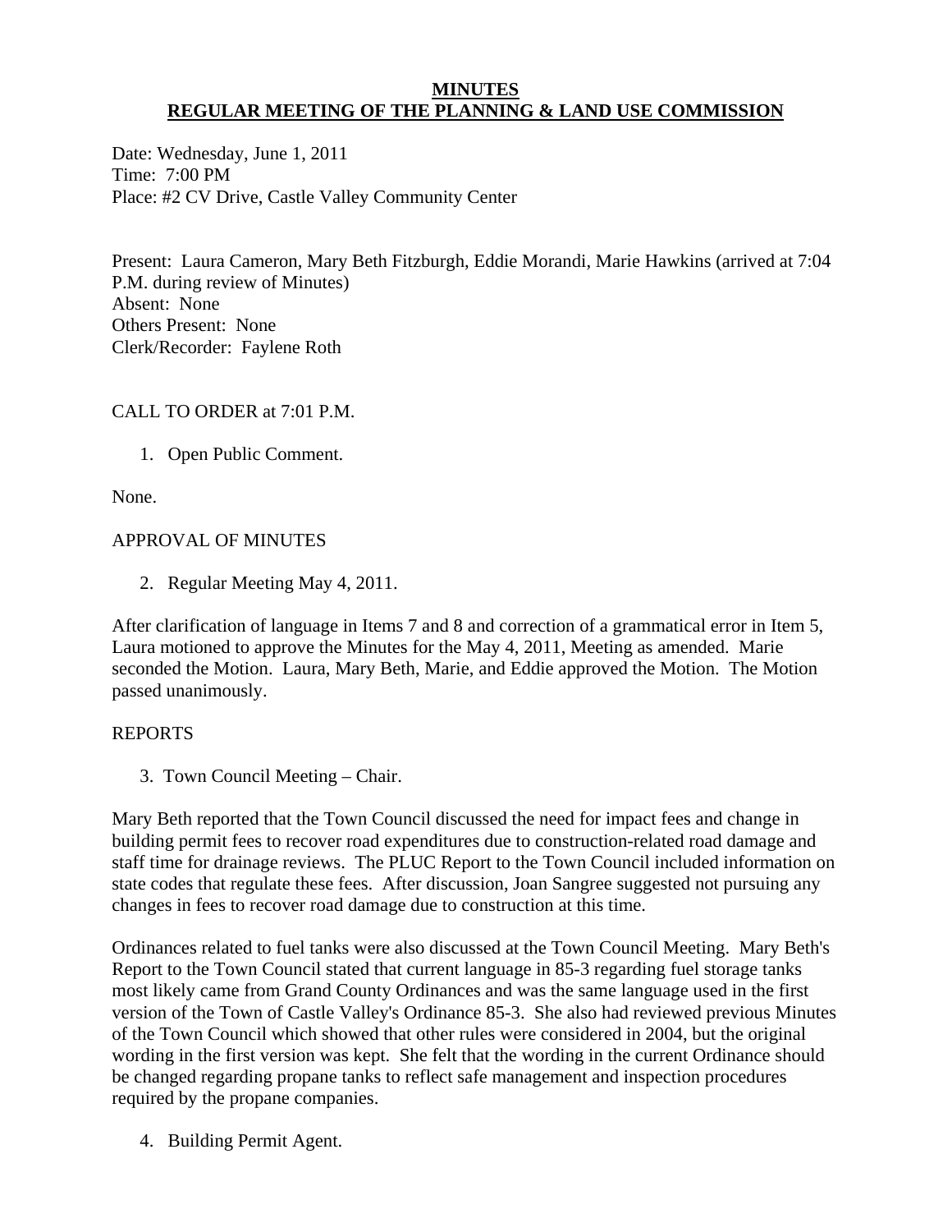# MINUTES
## REGULAR MEETING OF THE PLANNING & LAND USE COMMISSION

Date: Wednesday, June 1, 2011
Time: 7:00 PM
Place: #2 CV Drive, Castle Valley Community Center

Present: Laura Cameron, Mary Beth Fitzburgh, Eddie Morandi, Marie Hawkins (arrived at 7:04 P.M. during review of Minutes)
Absent: None
Others Present: None
Clerk/Recorder: Faylene Roth

CALL TO ORDER at 7:01 P.M.

1. Open Public Comment.

None.

APPROVAL OF MINUTES

2. Regular Meeting May 4, 2011.

After clarification of language in Items 7 and 8 and correction of a grammatical error in Item 5, Laura motioned to approve the Minutes for the May 4, 2011, Meeting as amended. Marie seconded the Motion. Laura, Mary Beth, Marie, and Eddie approved the Motion. The Motion passed unanimously.

REPORTS

3. Town Council Meeting – Chair.

Mary Beth reported that the Town Council discussed the need for impact fees and change in building permit fees to recover road expenditures due to construction-related road damage and staff time for drainage reviews. The PLUC Report to the Town Council included information on state codes that regulate these fees. After discussion, Joan Sangree suggested not pursuing any changes in fees to recover road damage due to construction at this time.

Ordinances related to fuel tanks were also discussed at the Town Council Meeting. Mary Beth's Report to the Town Council stated that current language in 85-3 regarding fuel storage tanks most likely came from Grand County Ordinances and was the same language used in the first version of the Town of Castle Valley's Ordinance 85-3. She also had reviewed previous Minutes of the Town Council which showed that other rules were considered in 2004, but the original wording in the first version was kept. She felt that the wording in the current Ordinance should be changed regarding propane tanks to reflect safe management and inspection procedures required by the propane companies.

4. Building Permit Agent.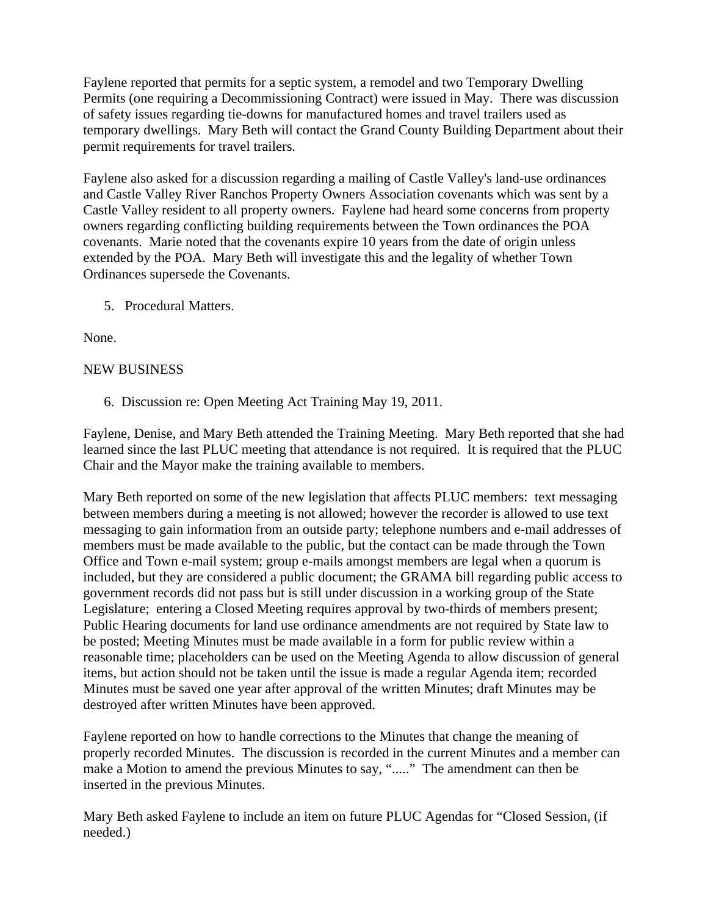Faylene reported that permits for a septic system, a remodel and two Temporary Dwelling Permits (one requiring a Decommissioning Contract) were issued in May. There was discussion of safety issues regarding tie-downs for manufactured homes and travel trailers used as temporary dwellings. Mary Beth will contact the Grand County Building Department about their permit requirements for travel trailers.

Faylene also asked for a discussion regarding a mailing of Castle Valley's land-use ordinances and Castle Valley River Ranchos Property Owners Association covenants which was sent by a Castle Valley resident to all property owners. Faylene had heard some concerns from property owners regarding conflicting building requirements between the Town ordinances the POA covenants. Marie noted that the covenants expire 10 years from the date of origin unless extended by the POA. Mary Beth will investigate this and the legality of whether Town Ordinances supersede the Covenants.

5. Procedural Matters.

None.

NEW BUSINESS

6. Discussion re: Open Meeting Act Training May 19, 2011.

Faylene, Denise, and Mary Beth attended the Training Meeting. Mary Beth reported that she had learned since the last PLUC meeting that attendance is not required. It is required that the PLUC Chair and the Mayor make the training available to members.

Mary Beth reported on some of the new legislation that affects PLUC members: text messaging between members during a meeting is not allowed; however the recorder is allowed to use text messaging to gain information from an outside party; telephone numbers and e-mail addresses of members must be made available to the public, but the contact can be made through the Town Office and Town e-mail system; group e-mails amongst members are legal when a quorum is included, but they are considered a public document; the GRAMA bill regarding public access to government records did not pass but is still under discussion in a working group of the State Legislature; entering a Closed Meeting requires approval by two-thirds of members present; Public Hearing documents for land use ordinance amendments are not required by State law to be posted; Meeting Minutes must be made available in a form for public review within a reasonable time; placeholders can be used on the Meeting Agenda to allow discussion of general items, but action should not be taken until the issue is made a regular Agenda item; recorded Minutes must be saved one year after approval of the written Minutes; draft Minutes may be destroyed after written Minutes have been approved.

Faylene reported on how to handle corrections to the Minutes that change the meaning of properly recorded Minutes. The discussion is recorded in the current Minutes and a member can make a Motion to amend the previous Minutes to say, "....." The amendment can then be inserted in the previous Minutes.

Mary Beth asked Faylene to include an item on future PLUC Agendas for "Closed Session, (if needed.)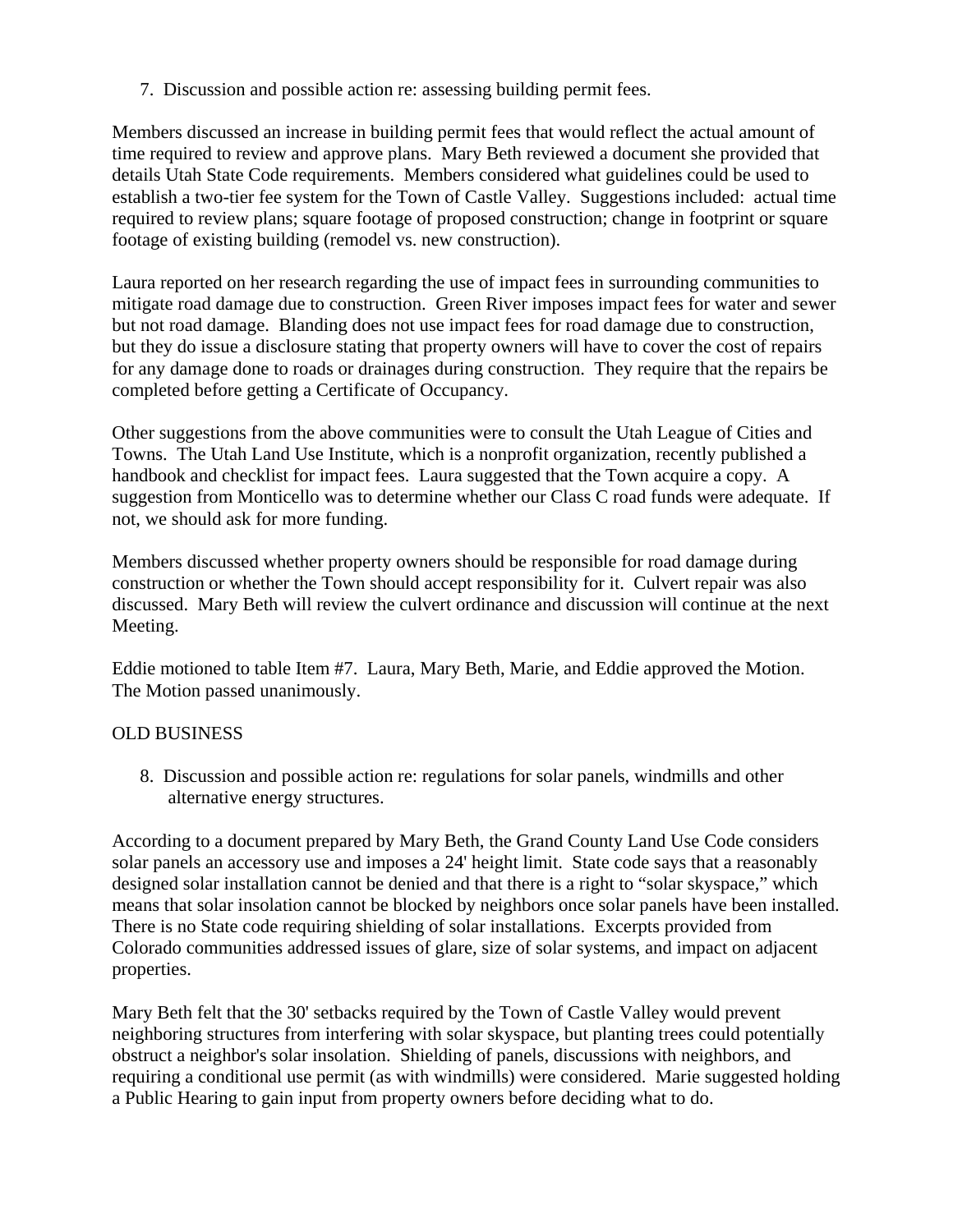7. Discussion and possible action re: assessing building permit fees.

Members discussed an increase in building permit fees that would reflect the actual amount of time required to review and approve plans. Mary Beth reviewed a document she provided that details Utah State Code requirements. Members considered what guidelines could be used to establish a two-tier fee system for the Town of Castle Valley. Suggestions included: actual time required to review plans; square footage of proposed construction; change in footprint or square footage of existing building (remodel vs. new construction).

Laura reported on her research regarding the use of impact fees in surrounding communities to mitigate road damage due to construction. Green River imposes impact fees for water and sewer but not road damage. Blanding does not use impact fees for road damage due to construction, but they do issue a disclosure stating that property owners will have to cover the cost of repairs for any damage done to roads or drainages during construction. They require that the repairs be completed before getting a Certificate of Occupancy.

Other suggestions from the above communities were to consult the Utah League of Cities and Towns. The Utah Land Use Institute, which is a nonprofit organization, recently published a handbook and checklist for impact fees. Laura suggested that the Town acquire a copy. A suggestion from Monticello was to determine whether our Class C road funds were adequate. If not, we should ask for more funding.

Members discussed whether property owners should be responsible for road damage during construction or whether the Town should accept responsibility for it. Culvert repair was also discussed. Mary Beth will review the culvert ordinance and discussion will continue at the next Meeting.

Eddie motioned to table Item #7. Laura, Mary Beth, Marie, and Eddie approved the Motion. The Motion passed unanimously.

OLD BUSINESS

8. Discussion and possible action re: regulations for solar panels, windmills and other alternative energy structures.

According to a document prepared by Mary Beth, the Grand County Land Use Code considers solar panels an accessory use and imposes a 24' height limit. State code says that a reasonably designed solar installation cannot be denied and that there is a right to "solar skyspace," which means that solar insolation cannot be blocked by neighbors once solar panels have been installed. There is no State code requiring shielding of solar installations. Excerpts provided from Colorado communities addressed issues of glare, size of solar systems, and impact on adjacent properties.

Mary Beth felt that the 30' setbacks required by the Town of Castle Valley would prevent neighboring structures from interfering with solar skyspace, but planting trees could potentially obstruct a neighbor's solar insolation. Shielding of panels, discussions with neighbors, and requiring a conditional use permit (as with windmills) were considered. Marie suggested holding a Public Hearing to gain input from property owners before deciding what to do.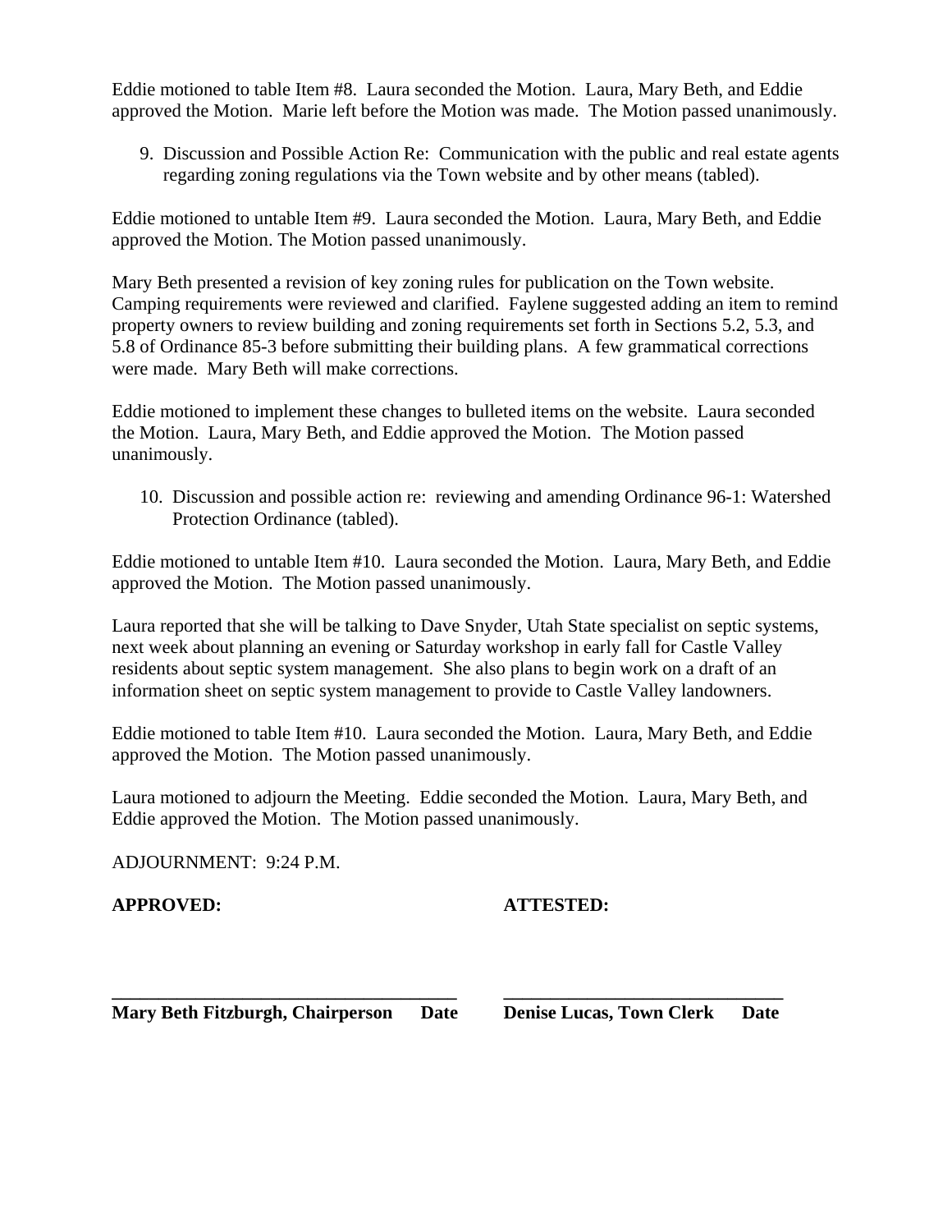Eddie motioned to table Item #8. Laura seconded the Motion. Laura, Mary Beth, and Eddie approved the Motion. Marie left before the Motion was made. The Motion passed unanimously.

9. Discussion and Possible Action Re: Communication with the public and real estate agents regarding zoning regulations via the Town website and by other means (tabled).

Eddie motioned to untable Item #9. Laura seconded the Motion. Laura, Mary Beth, and Eddie approved the Motion. The Motion passed unanimously.

Mary Beth presented a revision of key zoning rules for publication on the Town website. Camping requirements were reviewed and clarified. Faylene suggested adding an item to remind property owners to review building and zoning requirements set forth in Sections 5.2, 5.3, and 5.8 of Ordinance 85-3 before submitting their building plans. A few grammatical corrections were made. Mary Beth will make corrections.

Eddie motioned to implement these changes to bulleted items on the website. Laura seconded the Motion. Laura, Mary Beth, and Eddie approved the Motion. The Motion passed unanimously.

10. Discussion and possible action re: reviewing and amending Ordinance 96-1: Watershed Protection Ordinance (tabled).

Eddie motioned to untable Item #10. Laura seconded the Motion. Laura, Mary Beth, and Eddie approved the Motion. The Motion passed unanimously.

Laura reported that she will be talking to Dave Snyder, Utah State specialist on septic systems, next week about planning an evening or Saturday workshop in early fall for Castle Valley residents about septic system management. She also plans to begin work on a draft of an information sheet on septic system management to provide to Castle Valley landowners.

Eddie motioned to table Item #10. Laura seconded the Motion. Laura, Mary Beth, and Eddie approved the Motion. The Motion passed unanimously.

Laura motioned to adjourn the Meeting. Eddie seconded the Motion. Laura, Mary Beth, and Eddie approved the Motion. The Motion passed unanimously.

ADJOURNMENT: 9:24 P.M.

**APPROVED:** **ATTESTED:**

_______________________________________ _______________________________

**Mary Beth Fitzburgh, Chairperson Date** **Denise Lucas, Town Clerk Date**